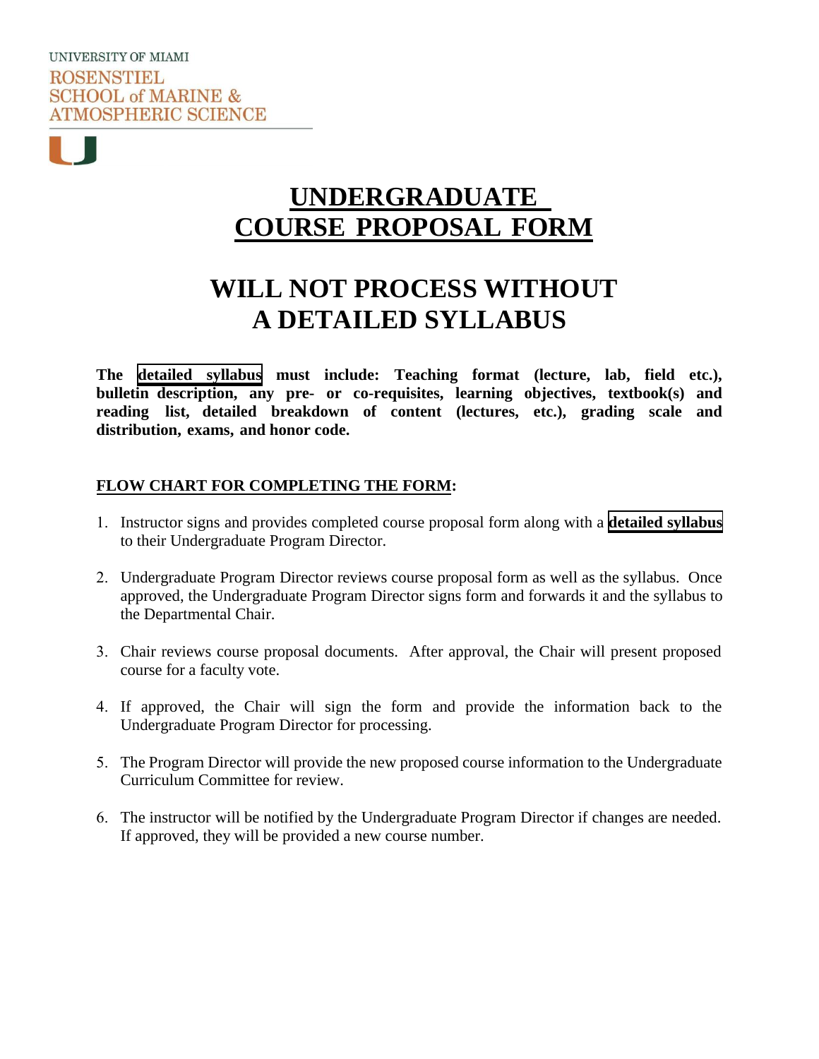UNIVERSITY OF MIAMI
ROSENSTIEL
SCHOOL of MARINE &
ATMOSPHERIC SCIENCE

# UNDERGRADUATE COURSE PROPOSAL FORM

# WILL NOT PROCESS WITHOUT A DETAILED SYLLABUS

**The detailed syllabus must include: Teaching format (lecture, lab, field etc.), bulletin description, any pre- or co-requisites, learning objectives, textbook(s) and reading list, detailed breakdown of content (lectures, etc.), grading scale and distribution, exams, and honor code.**

**FLOW CHART FOR COMPLETING THE FORM:**

1. Instructor signs and provides completed course proposal form along with a **detailed syllabus** to their Undergraduate Program Director.

2. Undergraduate Program Director reviews course proposal form as well as the syllabus. Once approved, the Undergraduate Program Director signs form and forwards it and the syllabus to the Departmental Chair.

3. Chair reviews course proposal documents. After approval, the Chair will present proposed course for a faculty vote.

4. If approved, the Chair will sign the form and provide the information back to the Undergraduate Program Director for processing.

5. The Program Director will provide the new proposed course information to the Undergraduate Curriculum Committee for review.

6. The instructor will be notified by the Undergraduate Program Director if changes are needed. If approved, they will be provided a new course number.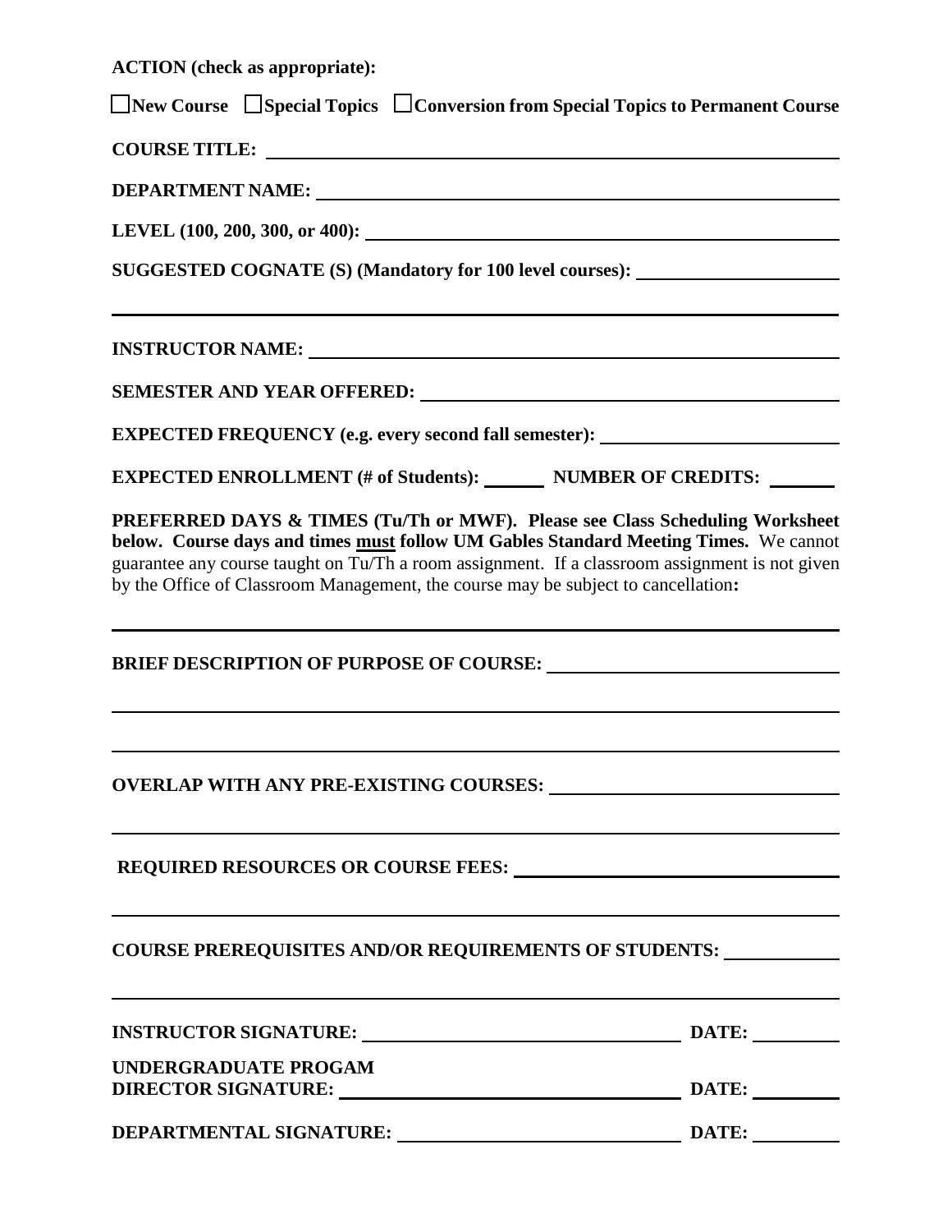**ACTION (check as appropriate):**

☐ **New Course** ☐ **Special Topics** ☐ **Conversion from Special Topics to Permanent Course**

**COURSE TITLE:** ____________________________________________

**DEPARTMENT NAME:** ____________________________________________

**LEVEL (100, 200, 300, or 400):** ____________________________________________

**SUGGESTED COGNATE (S) (Mandatory for 100 level courses):** ____________________

____________________________________________________________________________

**INSTRUCTOR NAME:** ____________________________________________

**SEMESTER AND YEAR OFFERED:** ____________________________________________

**EXPECTED FREQUENCY (e.g. every second fall semester):** ____________________

**EXPECTED ENROLLMENT (# of Students):** ______ **NUMBER OF CREDITS:** ______

**PREFERRED DAYS & TIMES (Tu/Th or MWF). Please see Class Scheduling Worksheet below. Course days and times <u>must</u> follow UM Gables Standard Meeting Times.** We cannot guarantee any course taught on Tu/Th a room assignment. If a classroom assignment is not given by the Office of Classroom Management, the course may be subject to cancellation**:**

____________________________________________________________________________

**BRIEF DESCRIPTION OF PURPOSE OF COURSE:** ____________________________

____________________________________________________________________________

____________________________________________________________________________

**OVERLAP WITH ANY PRE-EXISTING COURSES:** ____________________________

____________________________________________________________________________

**REQUIRED RESOURCES OR COURSE FEES:** ____________________________

____________________________________________________________________________

**COURSE PREREQUISITES AND/OR REQUIREMENTS OF STUDENTS:** __________

____________________________________________________________________________

**INSTRUCTOR SIGNATURE:** ______________________________ **DATE:** ________

**UNDERGRADUATE PROGAM DIRECTOR SIGNATURE:** ______________________________ **DATE:** ________

**DEPARTMENTAL SIGNATURE:** ______________________________ **DATE:** ________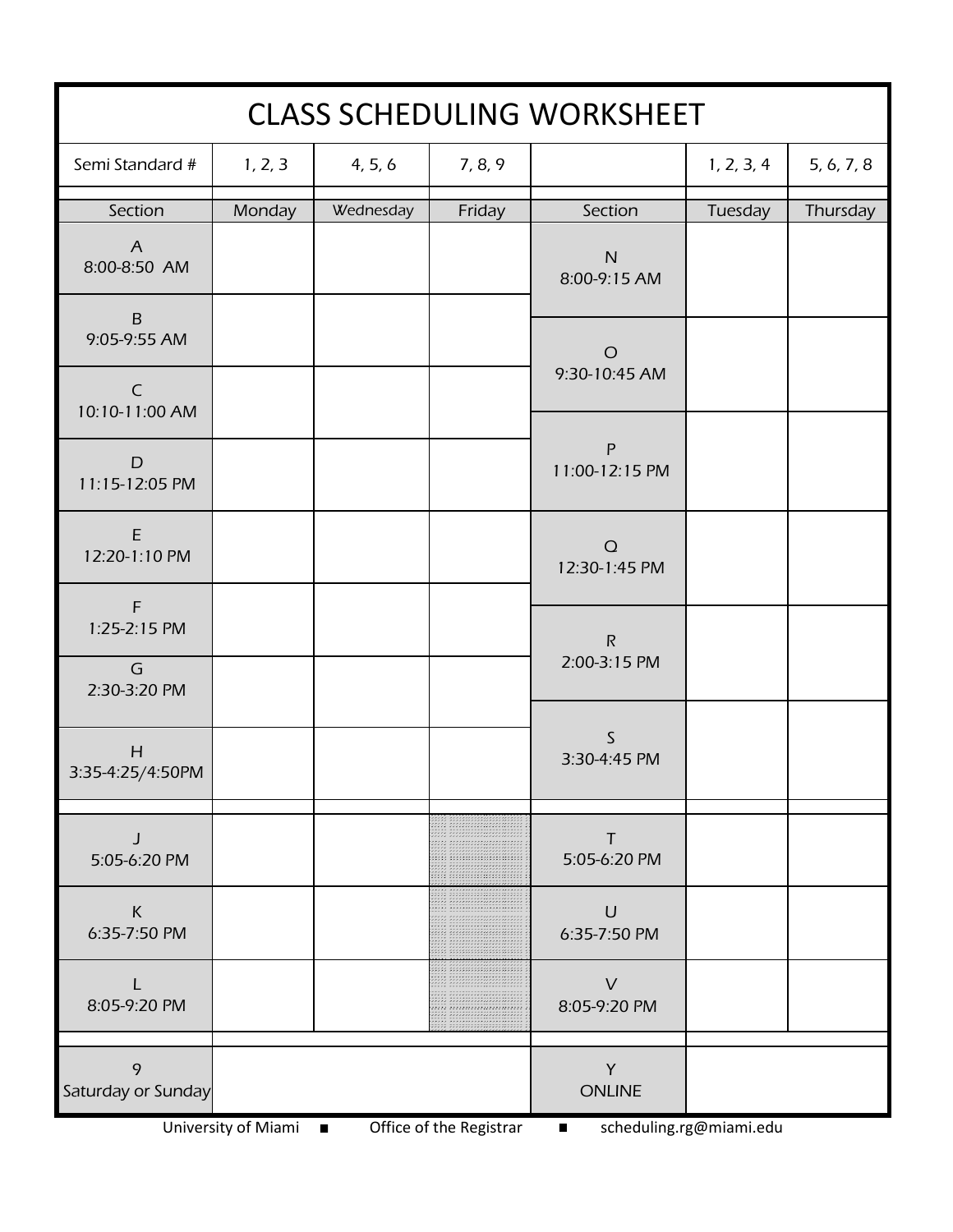# CLASS SCHEDULING WORKSHEET

| Semi Standard # | 1, 2, 3 | 4, 5, 6 | 7, 8, 9 | | 1, 2, 3, 4 | 5, 6, 7, 8 |
|---|---|---|---|---|---|---|
| **Section** | **Monday** | **Wednesday** | **Friday** | **Section** | **Tuesday** | **Thursday** |
| A 8:00-8:50 AM | | | | N 8:00-9:15 AM | | |
| B 9:05-9:55 AM | | | | | | |
| C 10:10-11:00 AM | | | | O 9:30-10:45 AM | | |
| D 11:15-12:05 PM | | | | P 11:00-12:15 PM | | |
| E 12:20-1:10 PM | | | | Q 12:30-1:45 PM | | |
| F 1:25-2:15 PM | | | | R 2:00-3:15 PM | | |
| G 2:30-3:20 PM | | | | | | |
| H 3:35-4:25/4:50PM | | | | S 3:30-4:45 PM | | |
| J 5:05-6:20 PM | | | | T 5:05-6:20 PM | | |
| K 6:35-7:50 PM | | | | U 6:35-7:50 PM | | |
| L 8:05-9:20 PM | | | | V 8:05-9:20 PM | | |
| 9 Saturday or Sunday | | | | Y ONLINE | | |

University of Miami ■ Office of the Registrar ■ scheduling.rg@miami.edu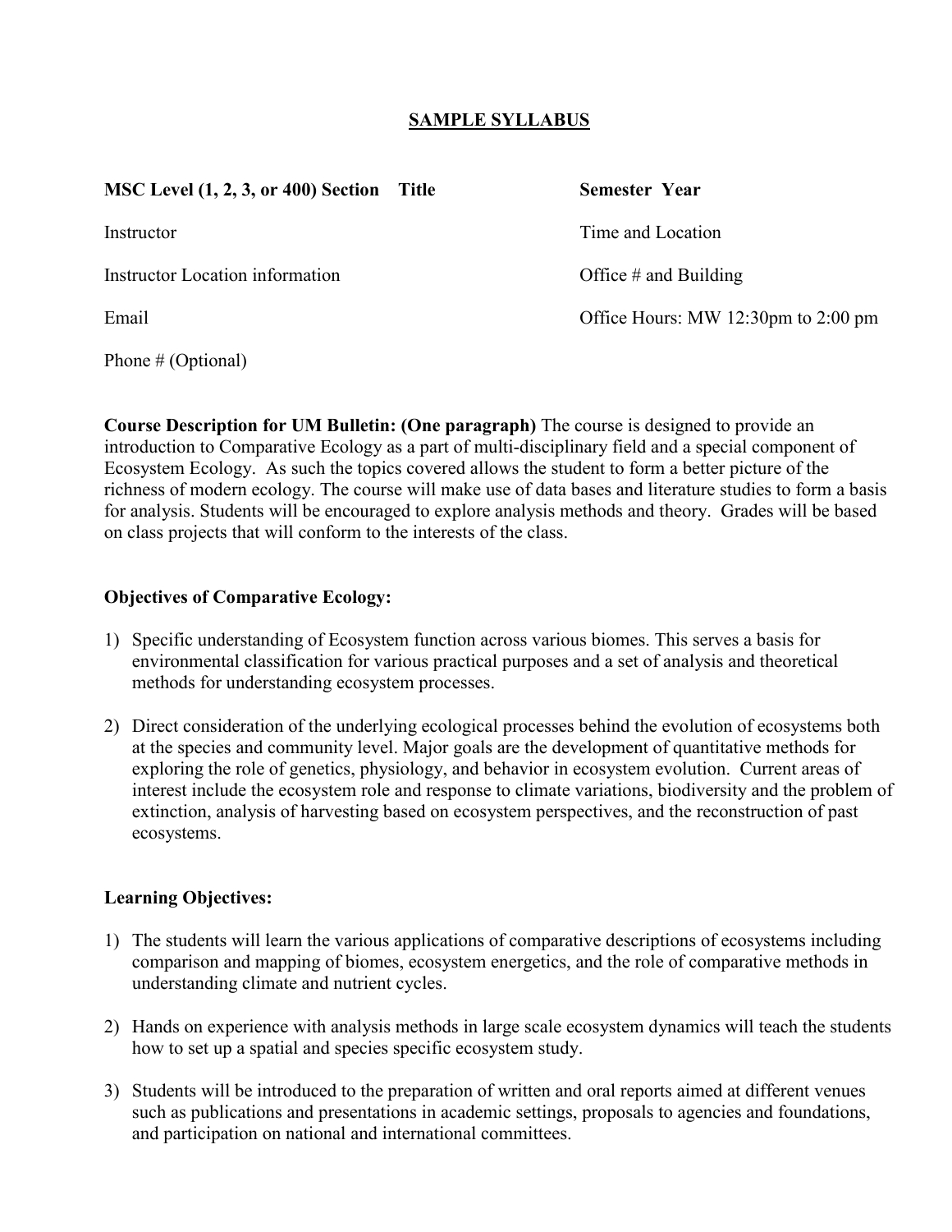## SAMPLE SYLLABUS

**MSC Level (1, 2, 3, or 400) Section Title** | **Semester Year**

Instructor | Time and Location

Instructor Location information | Office # and Building

Email | Office Hours: MW 12:30pm to 2:00 pm

Phone # (Optional)

**Course Description for UM Bulletin: (One paragraph)** The course is designed to provide an introduction to Comparative Ecology as a part of multi-disciplinary field and a special component of Ecosystem Ecology. As such the topics covered allows the student to form a better picture of the richness of modern ecology. The course will make use of data bases and literature studies to form a basis for analysis. Students will be encouraged to explore analysis methods and theory. Grades will be based on class projects that will conform to the interests of the class.

**Objectives of Comparative Ecology:**

1) Specific understanding of Ecosystem function across various biomes. This serves a basis for environmental classification for various practical purposes and a set of analysis and theoretical methods for understanding ecosystem processes.

2) Direct consideration of the underlying ecological processes behind the evolution of ecosystems both at the species and community level. Major goals are the development of quantitative methods for exploring the role of genetics, physiology, and behavior in ecosystem evolution. Current areas of interest include the ecosystem role and response to climate variations, biodiversity and the problem of extinction, analysis of harvesting based on ecosystem perspectives, and the reconstruction of past ecosystems.

**Learning Objectives:**

1) The students will learn the various applications of comparative descriptions of ecosystems including comparison and mapping of biomes, ecosystem energetics, and the role of comparative methods in understanding climate and nutrient cycles.

2) Hands on experience with analysis methods in large scale ecosystem dynamics will teach the students how to set up a spatial and species specific ecosystem study.

3) Students will be introduced to the preparation of written and oral reports aimed at different venues such as publications and presentations in academic settings, proposals to agencies and foundations, and participation on national and international committees.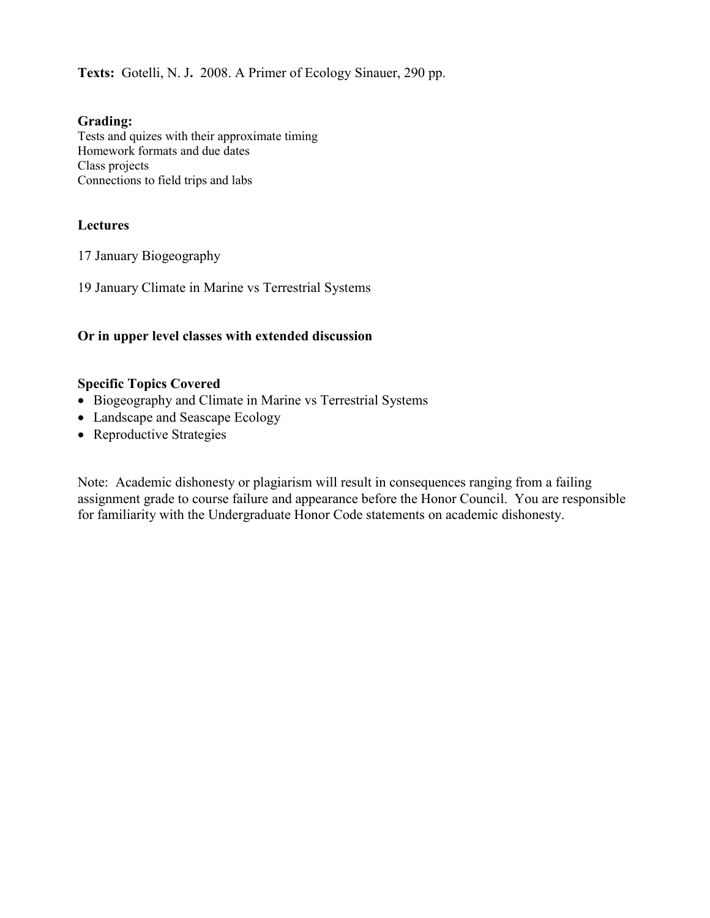**Texts:** Gotelli, N. J**.** 2008. A Primer of Ecology Sinauer, 290 pp.

**Grading:**

Tests and quizes with their approximate timing
Homework formats and due dates
Class projects
Connections to field trips and labs

**Lectures**

17 January Biogeography

19 January Climate in Marine vs Terrestrial Systems

**Or in upper level classes with extended discussion**

**Specific Topics Covered**

- Biogeography and Climate in Marine vs Terrestrial Systems
- Landscape and Seascape Ecology
- Reproductive Strategies

Note: Academic dishonesty or plagiarism will result in consequences ranging from a failing assignment grade to course failure and appearance before the Honor Council. You are responsible for familiarity with the Undergraduate Honor Code statements on academic dishonesty.